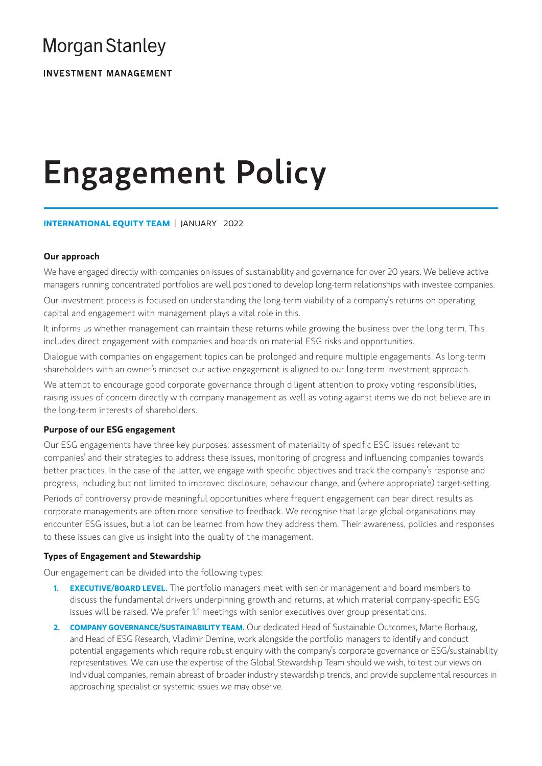Morgan Stanley

INVESTMENT MANAGEMENT

# Engagement Policy

**INTERNATIONAL EQUITY TEAM** | JANUARY 2022

### Our approach

We have engaged directly with companies on issues of sustainability and governance for over 20 years. We believe active managers running concentrated portfolios are well positioned to develop long-term relationships with investee companies.

Our investment process is focused on understanding the long-term viability of a company's returns on operating capital and engagement with management plays a vital role in this.

It informs us whether management can maintain these returns while growing the business over the long term. This includes direct engagement with companies and boards on material ESG risks and opportunities.

Dialogue with companies on engagement topics can be prolonged and require multiple engagements. As long-term shareholders with an owner's mindset our active engagement is aligned to our long-term investment approach.

We attempt to encourage good corporate governance through diligent attention to proxy voting responsibilities, raising issues of concern directly with company management as well as voting against items we do not believe are in the long-term interests of shareholders.

### Purpose of our ESG engagement

Our ESG engagements have three key purposes: assessment of materiality of specific ESG issues relevant to companies' and their strategies to address these issues, monitoring of progress and influencing companies towards better practices. In the case of the latter, we engage with specific objectives and track the company's response and progress, including but not limited to improved disclosure, behaviour change, and (where appropriate) target-setting.

Periods of controversy provide meaningful opportunities where frequent engagement can bear direct results as corporate managements are often more sensitive to feedback. We recognise that large global organisations may encounter ESG issues, but a lot can be learned from how they address them. Their awareness, policies and responses to these issues can give us insight into the quality of the management.

### Types of Engagement and Stewardship

Our engagement can be divided into the following types:

1. **EXECUTIVE/BOARD LEVEL.** The portfolio managers meet with senior management and board members to discuss the fundamental drivers underpinning growth and returns, at which material company-specific ESG issues will be raised. We prefer 1:1 meetings with senior executives over group presentations.
2. **COMPANY GOVERNANCE/SUSTAINABILITY TEAM.** Our dedicated Head of Sustainable Outcomes, Marte Borhaug, and Head of ESG Research, Vladimir Demine, work alongside the portfolio managers to identify and conduct potential engagements which require robust enquiry with the company's corporate governance or ESG/sustainability representatives. We can use the expertise of the Global Stewardship Team should we wish, to test our views on individual companies, remain abreast of broader industry stewardship trends, and provide supplemental resources in approaching specialist or systemic issues we may observe.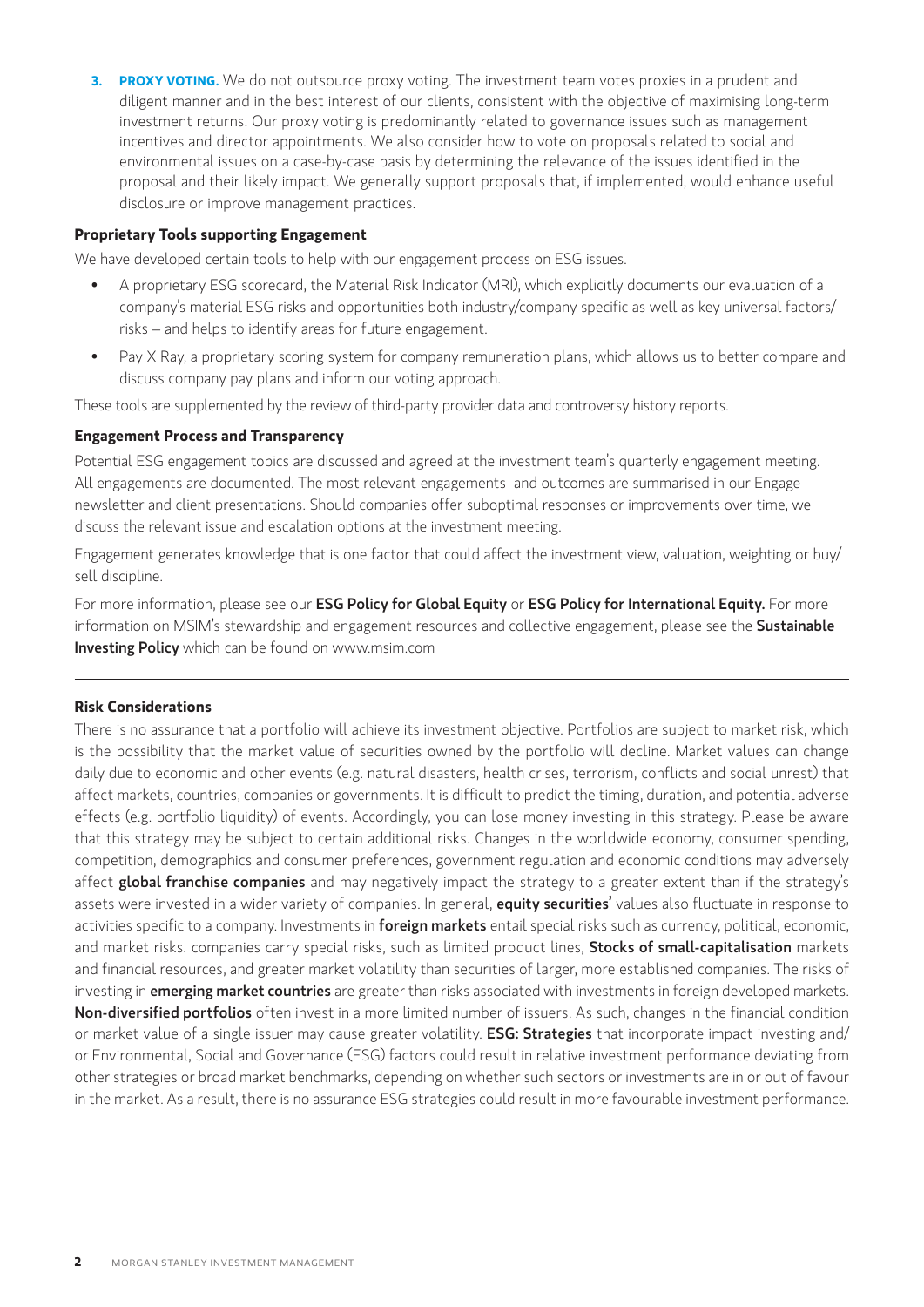3. **PROXY VOTING.** We do not outsource proxy voting. The investment team votes proxies in a prudent and diligent manner and in the best interest of our clients, consistent with the objective of maximising long-term investment returns. Our proxy voting is predominantly related to governance issues such as management incentives and director appointments. We also consider how to vote on proposals related to social and environmental issues on a case-by-case basis by determining the relevance of the issues identified in the proposal and their likely impact. We generally support proposals that, if implemented, would enhance useful disclosure or improve management practices.

**Proprietary Tools supporting Engagement**

We have developed certain tools to help with our engagement process on ESG issues.

- A proprietary ESG scorecard, the Material Risk Indicator (MRI), which explicitly documents our evaluation of a company's material ESG risks and opportunities both industry/company specific as well as key universal factors/risks – and helps to identify areas for future engagement.
- Pay X Ray, a proprietary scoring system for company remuneration plans, which allows us to better compare and discuss company pay plans and inform our voting approach.

These tools are supplemented by the review of third-party provider data and controversy history reports.

**Engagement Process and Transparency**

Potential ESG engagement topics are discussed and agreed at the investment team's quarterly engagement meeting. All engagements are documented. The most relevant engagements and outcomes are summarised in our Engage newsletter and client presentations. Should companies offer suboptimal responses or improvements over time, we discuss the relevant issue and escalation options at the investment meeting.

Engagement generates knowledge that is one factor that could affect the investment view, valuation, weighting or buy/sell discipline.

For more information, please see our **ESG Policy for Global Equity** or **ESG Policy for International Equity.** For more information on MSIM's stewardship and engagement resources and collective engagement, please see the **Sustainable Investing Policy** which can be found on www.msim.com

**Risk Considerations**

There is no assurance that a portfolio will achieve its investment objective. Portfolios are subject to market risk, which is the possibility that the market value of securities owned by the portfolio will decline. Market values can change daily due to economic and other events (e.g. natural disasters, health crises, terrorism, conflicts and social unrest) that affect markets, countries, companies or governments. It is difficult to predict the timing, duration, and potential adverse effects (e.g. portfolio liquidity) of events. Accordingly, you can lose money investing in this strategy. Please be aware that this strategy may be subject to certain additional risks. Changes in the worldwide economy, consumer spending, competition, demographics and consumer preferences, government regulation and economic conditions may adversely affect **global franchise companies** and may negatively impact the strategy to a greater extent than if the strategy's assets were invested in a wider variety of companies. In general, **equity securities'** values also fluctuate in response to activities specific to a company. Investments in **foreign markets** entail special risks such as currency, political, economic, and market risks. companies carry special risks, such as limited product lines, **Stocks of small-capitalisation** markets and financial resources, and greater market volatility than securities of larger, more established companies. The risks of investing in **emerging market countries** are greater than risks associated with investments in foreign developed markets. **Non-diversified portfolios** often invest in a more limited number of issuers. As such, changes in the financial condition or market value of a single issuer may cause greater volatility. **ESG: Strategies** that incorporate impact investing and/or Environmental, Social and Governance (ESG) factors could result in relative investment performance deviating from other strategies or broad market benchmarks, depending on whether such sectors or investments are in or out of favour in the market. As a result, there is no assurance ESG strategies could result in more favourable investment performance.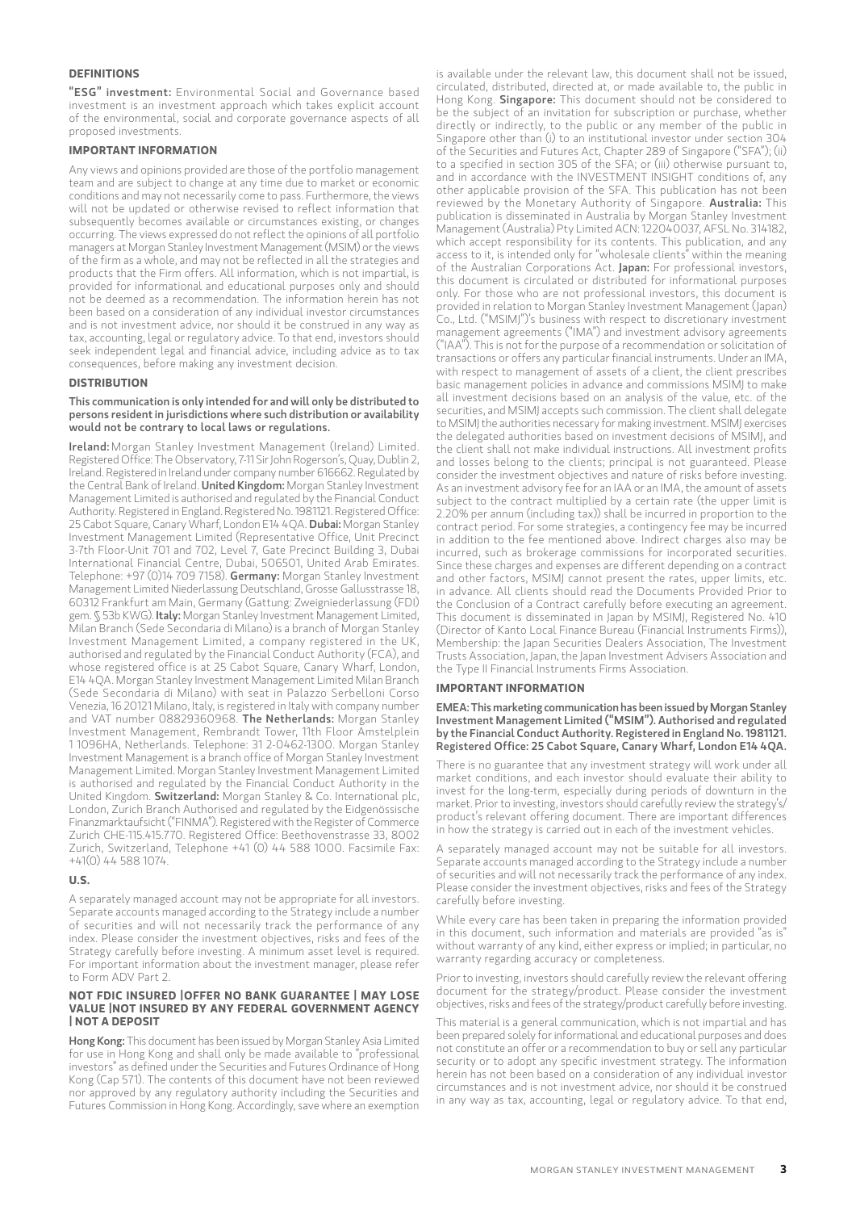## DEFINITIONS

**"ESG" investment:** Environmental Social and Governance based investment is an investment approach which takes explicit account of the environmental, social and corporate governance aspects of all proposed investments.

## IMPORTANT INFORMATION

Any views and opinions provided are those of the portfolio management team and are subject to change at any time due to market or economic conditions and may not necessarily come to pass. Furthermore, the views will not be updated or otherwise revised to reflect information that subsequently becomes available or circumstances existing, or changes occurring. The views expressed do not reflect the opinions of all portfolio managers at Morgan Stanley Investment Management (MSIM) or the views of the firm as a whole, and may not be reflected in all the strategies and products that the Firm offers. All information, which is not impartial, is provided for informational and educational purposes only and should not be deemed as a recommendation. The information herein has not been based on a consideration of any individual investor circumstances and is not investment advice, nor should it be construed in any way as tax, accounting, legal or regulatory advice. To that end, investors should seek independent legal and financial advice, including advice as to tax consequences, before making any investment decision.

## DISTRIBUTION

**This communication is only intended for and will only be distributed to persons resident in jurisdictions where such distribution or availability would not be contrary to local laws or regulations.**

**Ireland:** Morgan Stanley Investment Management (Ireland) Limited. Registered Office: The Observatory, 7-11 Sir John Rogerson's, Quay, Dublin 2, Ireland. Registered in Ireland under company number 616662. Regulated by the Central Bank of Ireland. **United Kingdom:** Morgan Stanley Investment Management Limited is authorised and regulated by the Financial Conduct Authority. Registered in England. Registered No. 1981121. Registered Office: 25 Cabot Square, Canary Wharf, London E14 4QA. **Dubai:** Morgan Stanley Investment Management Limited (Representative Office, Unit Precinct 3-7th Floor-Unit 701 and 702, Level 7, Gate Precinct Building 3, Dubai International Financial Centre, Dubai, 506501, United Arab Emirates. Telephone: +97 (0)14 709 7158). **Germany:** Morgan Stanley Investment Management Limited Niederlassung Deutschland, Grosse Gallusstrasse 18, 60312 Frankfurt am Main, Germany (Gattung: Zweigniederlassung (FDI) gem. § 53b KWG). **Italy:** Morgan Stanley Investment Management Limited, Milan Branch (Sede Secondaria di Milano) is a branch of Morgan Stanley Investment Management Limited, a company registered in the UK, authorised and regulated by the Financial Conduct Authority (FCA), and whose registered office is at 25 Cabot Square, Canary Wharf, London, E14 4QA. Morgan Stanley Investment Management Limited Milan Branch (Sede Secondaria di Milano) with seat in Palazzo Serbelloni Corso Venezia, 16 20121 Milano, Italy, is registered in Italy with company number and VAT number 08829360968. **The Netherlands:** Morgan Stanley Investment Management, Rembrandt Tower, 11th Floor Amstelplein 1 1096HA, Netherlands. Telephone: 31 2-0462-1300. Morgan Stanley Investment Management is a branch office of Morgan Stanley Investment Management Limited. Morgan Stanley Investment Management Limited is authorised and regulated by the Financial Conduct Authority in the United Kingdom. **Switzerland:** Morgan Stanley & Co. International plc, London, Zurich Branch Authorised and regulated by the Eidgenössische Finanzmarktaufsicht ("FINMA"). Registered with the Register of Commerce Zurich CHE-115.415.770. Registered Office: Beethovenstrasse 33, 8002 Zurich, Switzerland, Telephone +41 (0) 44 588 1000. Facsimile Fax: +41(0) 44 588 1074.

## U.S.

A separately managed account may not be appropriate for all investors. Separate accounts managed according to the Strategy include a number of securities and will not necessarily track the performance of any index. Please consider the investment objectives, risks and fees of the Strategy carefully before investing. A minimum asset level is required. For important information about the investment manager, please refer to Form ADV Part 2.

**NOT FDIC INSURED |OFFER NO BANK GUARANTEE | MAY LOSE VALUE |NOT INSURED BY ANY FEDERAL GOVERNMENT AGENCY | NOT A DEPOSIT**

**Hong Kong:** This document has been issued by Morgan Stanley Asia Limited for use in Hong Kong and shall only be made available to "professional investors" as defined under the Securities and Futures Ordinance of Hong Kong (Cap 571). The contents of this document have not been reviewed nor approved by any regulatory authority including the Securities and Futures Commission in Hong Kong. Accordingly, save where an exemption is available under the relevant law, this document shall not be issued, circulated, distributed, directed at, or made available to, the public in Hong Kong. **Singapore:** This document should not be considered to be the subject of an invitation for subscription or purchase, whether directly or indirectly, to the public or any member of the public in Singapore other than (i) to an institutional investor under section 304 of the Securities and Futures Act, Chapter 289 of Singapore ("SFA"); (ii) to a specified in section 305 of the SFA; or (iii) otherwise pursuant to, and in accordance with the INVESTMENT INSIGHT conditions of, any other applicable provision of the SFA. This publication has not been reviewed by the Monetary Authority of Singapore. **Australia:** This publication is disseminated in Australia by Morgan Stanley Investment Management (Australia) Pty Limited ACN: 122040037, AFSL No. 314182, which accept responsibility for its contents. This publication, and any access to it, is intended only for "wholesale clients" within the meaning of the Australian Corporations Act. **Japan:** For professional investors, this document is circulated or distributed for informational purposes only. For those who are not professional investors, this document is provided in relation to Morgan Stanley Investment Management (Japan) Co., Ltd. ("MSIMJ")'s business with respect to discretionary investment management agreements ("IMA") and investment advisory agreements ("IAA"). This is not for the purpose of a recommendation or solicitation of transactions or offers any particular financial instruments. Under an IMA, with respect to management of assets of a client, the client prescribes basic management policies in advance and commissions MSIMJ to make all investment decisions based on an analysis of the value, etc. of the securities, and MSIMJ accepts such commission. The client shall delegate to MSIMJ the authorities necessary for making investment. MSIMJ exercises the delegated authorities based on investment decisions of MSIMJ, and the client shall not make individual instructions. All investment profits and losses belong to the clients; principal is not guaranteed. Please consider the investment objectives and nature of risks before investing. As an investment advisory fee for an IAA or an IMA, the amount of assets subject to the contract multiplied by a certain rate (the upper limit is 2.20% per annum (including tax)) shall be incurred in proportion to the contract period. For some strategies, a contingency fee may be incurred in addition to the fee mentioned above. Indirect charges also may be incurred, such as brokerage commissions for incorporated securities. Since these charges and expenses are different depending on a contract and other factors, MSIMJ cannot present the rates, upper limits, etc. in advance. All clients should read the Documents Provided Prior to the Conclusion of a Contract carefully before executing an agreement. This document is disseminated in Japan by MSIMJ, Registered No. 410 (Director of Kanto Local Finance Bureau (Financial Instruments Firms)), Membership: the Japan Securities Dealers Association, The Investment Trusts Association, Japan, the Japan Investment Advisers Association and the Type II Financial Instruments Firms Association.

## IMPORTANT INFORMATION

**EMEA: This marketing communication has been issued by Morgan Stanley Investment Management Limited ("MSIM"). Authorised and regulated by the Financial Conduct Authority. Registered in England No. 1981121. Registered Office: 25 Cabot Square, Canary Wharf, London E14 4QA.**

There is no guarantee that any investment strategy will work under all market conditions, and each investor should evaluate their ability to invest for the long-term, especially during periods of downturn in the market. Prior to investing, investors should carefully review the strategy's/product's relevant offering document. There are important differences in how the strategy is carried out in each of the investment vehicles.

A separately managed account may not be suitable for all investors. Separate accounts managed according to the Strategy include a number of securities and will not necessarily track the performance of any index. Please consider the investment objectives, risks and fees of the Strategy carefully before investing.

While every care has been taken in preparing the information provided in this document, such information and materials are provided "as is" without warranty of any kind, either express or implied; in particular, no warranty regarding accuracy or completeness.

Prior to investing, investors should carefully review the relevant offering document for the strategy/product. Please consider the investment objectives, risks and fees of the strategy/product carefully before investing.

This material is a general communication, which is not impartial and has been prepared solely for informational and educational purposes and does not constitute an offer or a recommendation to buy or sell any particular security or to adopt any specific investment strategy. The information herein has not been based on a consideration of any individual investor circumstances and is not investment advice, nor should it be construed in any way as tax, accounting, legal or regulatory advice. To that end,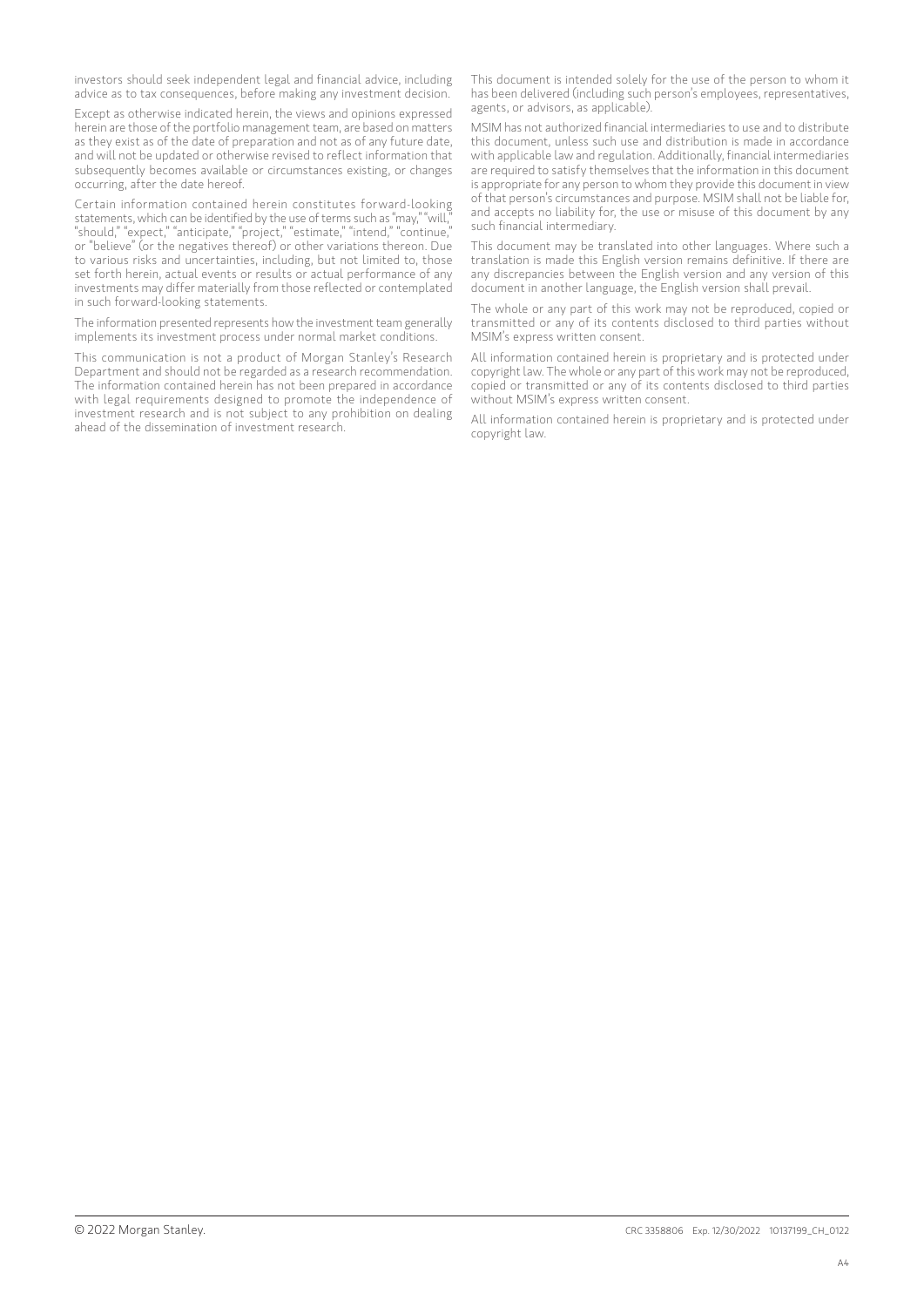investors should seek independent legal and financial advice, including advice as to tax consequences, before making any investment decision.

Except as otherwise indicated herein, the views and opinions expressed herein are those of the portfolio management team, are based on matters as they exist as of the date of preparation and not as of any future date, and will not be updated or otherwise revised to reflect information that subsequently becomes available or circumstances existing, or changes occurring, after the date hereof.

Certain information contained herein constitutes forward-looking statements, which can be identified by the use of terms such as "may," "will," "should," "expect," "anticipate," "project," "estimate," "intend," "continue," or "believe" (or the negatives thereof) or other variations thereon. Due to various risks and uncertainties, including, but not limited to, those set forth herein, actual events or results or actual performance of any investments may differ materially from those reflected or contemplated in such forward-looking statements.

The information presented represents how the investment team generally implements its investment process under normal market conditions.

This communication is not a product of Morgan Stanley's Research Department and should not be regarded as a research recommendation. The information contained herein has not been prepared in accordance with legal requirements designed to promote the independence of investment research and is not subject to any prohibition on dealing ahead of the dissemination of investment research.

This document is intended solely for the use of the person to whom it has been delivered (including such person's employees, representatives, agents, or advisors, as applicable).

MSIM has not authorized financial intermediaries to use and to distribute this document, unless such use and distribution is made in accordance with applicable law and regulation. Additionally, financial intermediaries are required to satisfy themselves that the information in this document is appropriate for any person to whom they provide this document in view of that person's circumstances and purpose. MSIM shall not be liable for, and accepts no liability for, the use or misuse of this document by any such financial intermediary.

This document may be translated into other languages. Where such a translation is made this English version remains definitive. If there are any discrepancies between the English version and any version of this document in another language, the English version shall prevail.

The whole or any part of this work may not be reproduced, copied or transmitted or any of its contents disclosed to third parties without MSIM's express written consent.

All information contained herein is proprietary and is protected under copyright law. The whole or any part of this work may not be reproduced, copied or transmitted or any of its contents disclosed to third parties without MSIM's express written consent.

All information contained herein is proprietary and is protected under copyright law.

© 2022 Morgan Stanley.

CRC 3358806 Exp. 12/30/2022 10137199_CH_0122